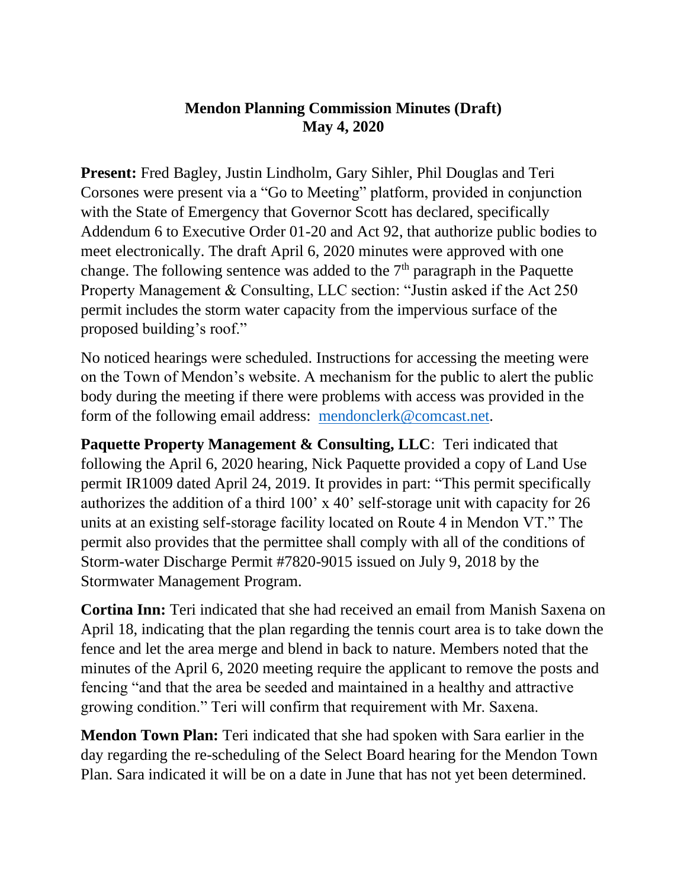# Mendon Planning Commission Minutes (Draft)
## May 4, 2020

**Present:** Fred Bagley, Justin Lindholm, Gary Sihler, Phil Douglas and Teri Corsones were present via a "Go to Meeting" platform, provided in conjunction with the State of Emergency that Governor Scott has declared, specifically Addendum 6 to Executive Order 01-20 and Act 92, that authorize public bodies to meet electronically. The draft April 6, 2020 minutes were approved with one change. The following sentence was added to the 7th paragraph in the Paquette Property Management & Consulting, LLC section: "Justin asked if the Act 250 permit includes the storm water capacity from the impervious surface of the proposed building's roof."

No noticed hearings were scheduled. Instructions for accessing the meeting were on the Town of Mendon's website. A mechanism for the public to alert the public body during the meeting if there were problems with access was provided in the form of the following email address: mendonclerk@comcast.net.

**Paquette Property Management & Consulting, LLC**: Teri indicated that following the April 6, 2020 hearing, Nick Paquette provided a copy of Land Use permit IR1009 dated April 24, 2019. It provides in part: "This permit specifically authorizes the addition of a third 100' x 40' self-storage unit with capacity for 26 units at an existing self-storage facility located on Route 4 in Mendon VT." The permit also provides that the permittee shall comply with all of the conditions of Storm-water Discharge Permit #7820-9015 issued on July 9, 2018 by the Stormwater Management Program.

**Cortina Inn:** Teri indicated that she had received an email from Manish Saxena on April 18, indicating that the plan regarding the tennis court area is to take down the fence and let the area merge and blend in back to nature. Members noted that the minutes of the April 6, 2020 meeting require the applicant to remove the posts and fencing "and that the area be seeded and maintained in a healthy and attractive growing condition." Teri will confirm that requirement with Mr. Saxena.

**Mendon Town Plan:** Teri indicated that she had spoken with Sara earlier in the day regarding the re-scheduling of the Select Board hearing for the Mendon Town Plan. Sara indicated it will be on a date in June that has not yet been determined.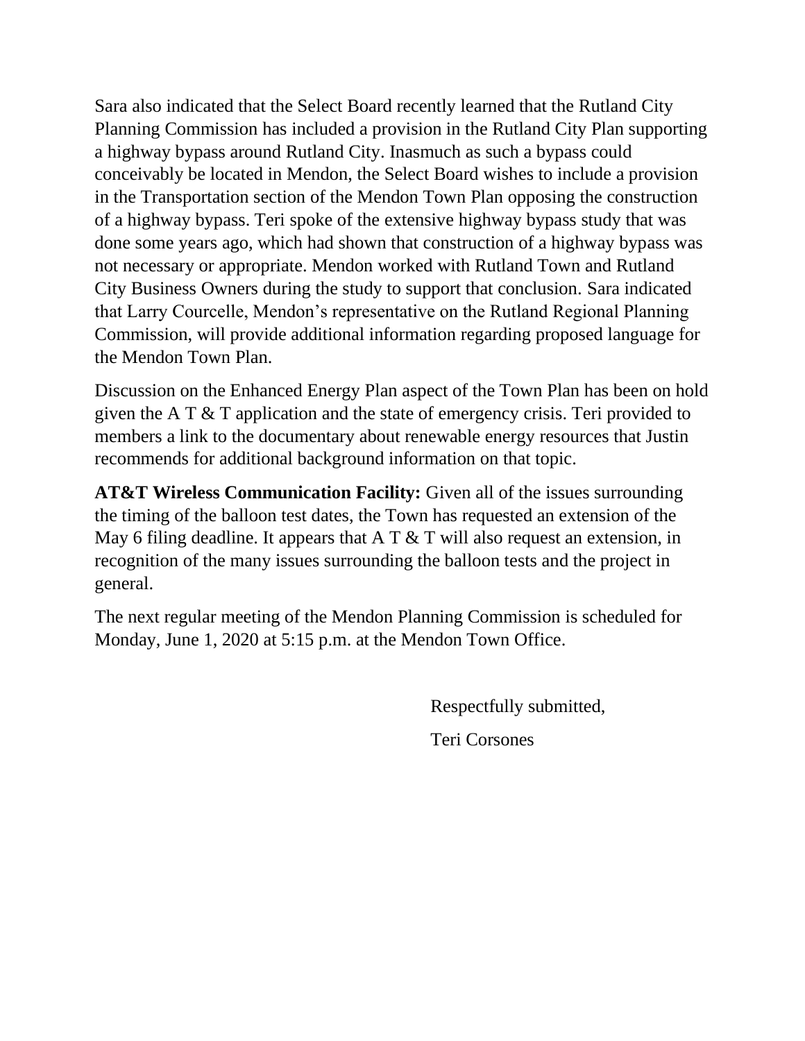Sara also indicated that the Select Board recently learned that the Rutland City Planning Commission has included a provision in the Rutland City Plan supporting a highway bypass around Rutland City. Inasmuch as such a bypass could conceivably be located in Mendon, the Select Board wishes to include a provision in the Transportation section of the Mendon Town Plan opposing the construction of a highway bypass. Teri spoke of the extensive highway bypass study that was done some years ago, which had shown that construction of a highway bypass was not necessary or appropriate. Mendon worked with Rutland Town and Rutland City Business Owners during the study to support that conclusion. Sara indicated that Larry Courcelle, Mendon's representative on the Rutland Regional Planning Commission, will provide additional information regarding proposed language for the Mendon Town Plan.

Discussion on the Enhanced Energy Plan aspect of the Town Plan has been on hold given the A T & T application and the state of emergency crisis. Teri provided to members a link to the documentary about renewable energy resources that Justin recommends for additional background information on that topic.

**AT&T Wireless Communication Facility:** Given all of the issues surrounding the timing of the balloon test dates, the Town has requested an extension of the May 6 filing deadline. It appears that A T & T will also request an extension, in recognition of the many issues surrounding the balloon tests and the project in general.

The next regular meeting of the Mendon Planning Commission is scheduled for Monday, June 1, 2020 at 5:15 p.m. at the Mendon Town Office.

Respectfully submitted,

Teri Corsones